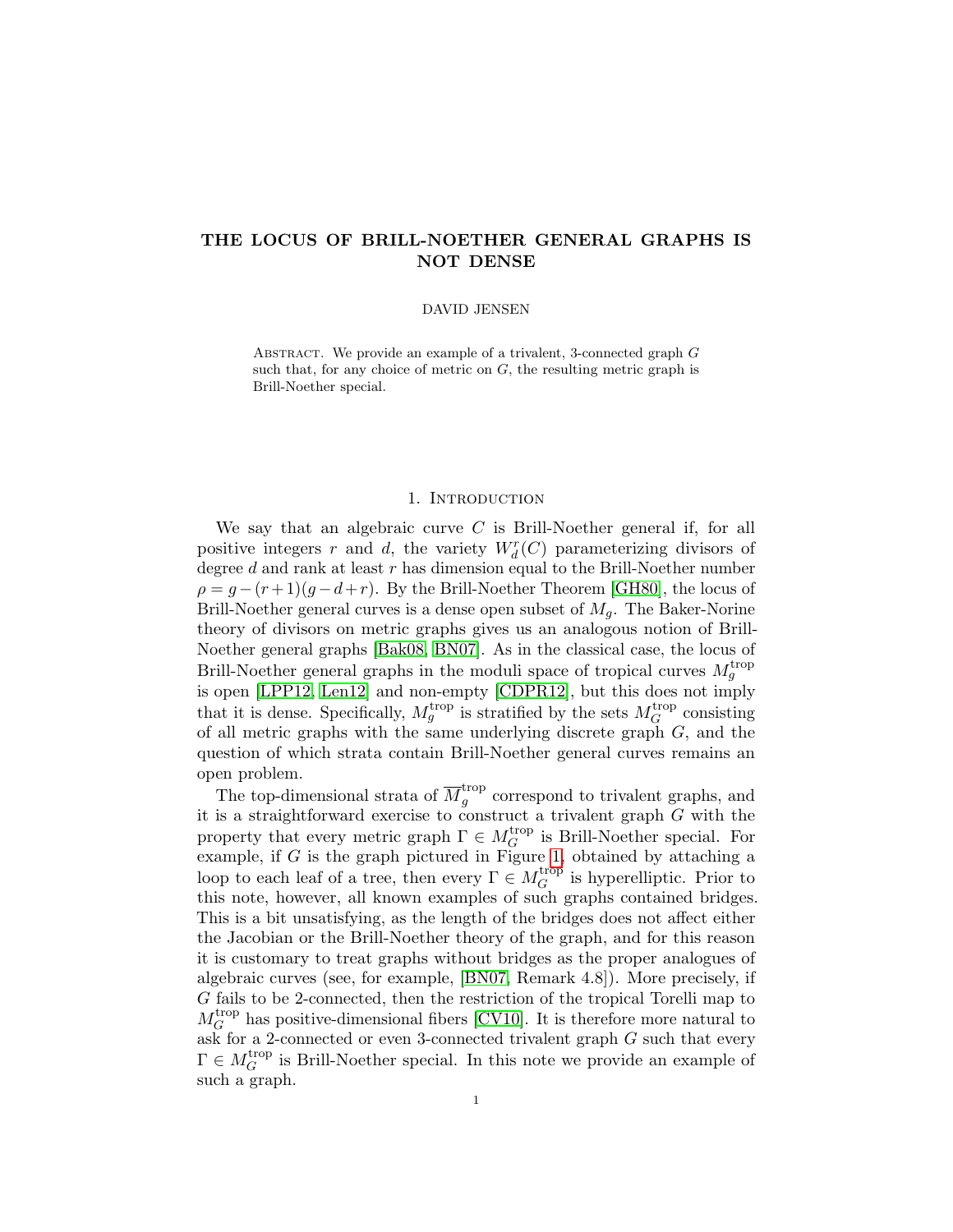# THE LOCUS OF BRILL-NOETHER GENERAL GRAPHS IS NOT DENSE

DAVID JENSEN

Abstract. We provide an example of a trivalent, 3-connected graph $G$ such that, for any choice of metric on $G$, the resulting metric graph is Brill-Noether special.

## 1. Introduction

We say that an algebraic curve $C$ is Brill-Noether general if, for all positive integers $r$ and $d$, the variety $W^r_d(C)$ parameterizing divisors of degree $d$ and rank at least $r$ has dimension equal to the Brill-Noether number $\rho = g-(r+1)(g-d+r)$. By the Brill-Noether Theorem [GH80], the locus of Brill-Noether general curves is a dense open subset of $M_g$. The Baker-Norine theory of divisors on metric graphs gives us an analogous notion of Brill-Noether general graphs [Bak08, BN07]. As in the classical case, the locus of Brill-Noether general graphs in the moduli space of tropical curves $M_g^{\mathrm{trop}}$ is open [LPP12, Len12] and non-empty [CDPR12], but this does not imply that it is dense. Specifically, $M_g^{\mathrm{trop}}$ is stratified by the sets $M_G^{\mathrm{trop}}$ consisting of all metric graphs with the same underlying discrete graph $G$, and the question of which strata contain Brill-Noether general curves remains an open problem.

The top-dimensional strata of $\overline{M}_g^{\mathrm{trop}}$ correspond to trivalent graphs, and it is a straightforward exercise to construct a trivalent graph $G$ with the property that every metric graph $\Gamma \in M_G^{\mathrm{trop}}$ is Brill-Noether special. For example, if $G$ is the graph pictured in Figure 1, obtained by attaching a loop to each leaf of a tree, then every $\Gamma \in M_G^{\mathrm{trop}}$ is hyperelliptic. Prior to this note, however, all known examples of such graphs contained bridges. This is a bit unsatisfying, as the length of the bridges does not affect either the Jacobian or the Brill-Noether theory of the graph, and for this reason it is customary to treat graphs without bridges as the proper analogues of algebraic curves (see, for example, [BN07, Remark 4.8]). More precisely, if $G$ fails to be 2-connected, then the restriction of the tropical Torelli map to $M_G^{\mathrm{trop}}$ has positive-dimensional fibers [CV10]. It is therefore more natural to ask for a 2-connected or even 3-connected trivalent graph $G$ such that every $\Gamma \in M_G^{\mathrm{trop}}$ is Brill-Noether special. In this note we provide an example of such a graph.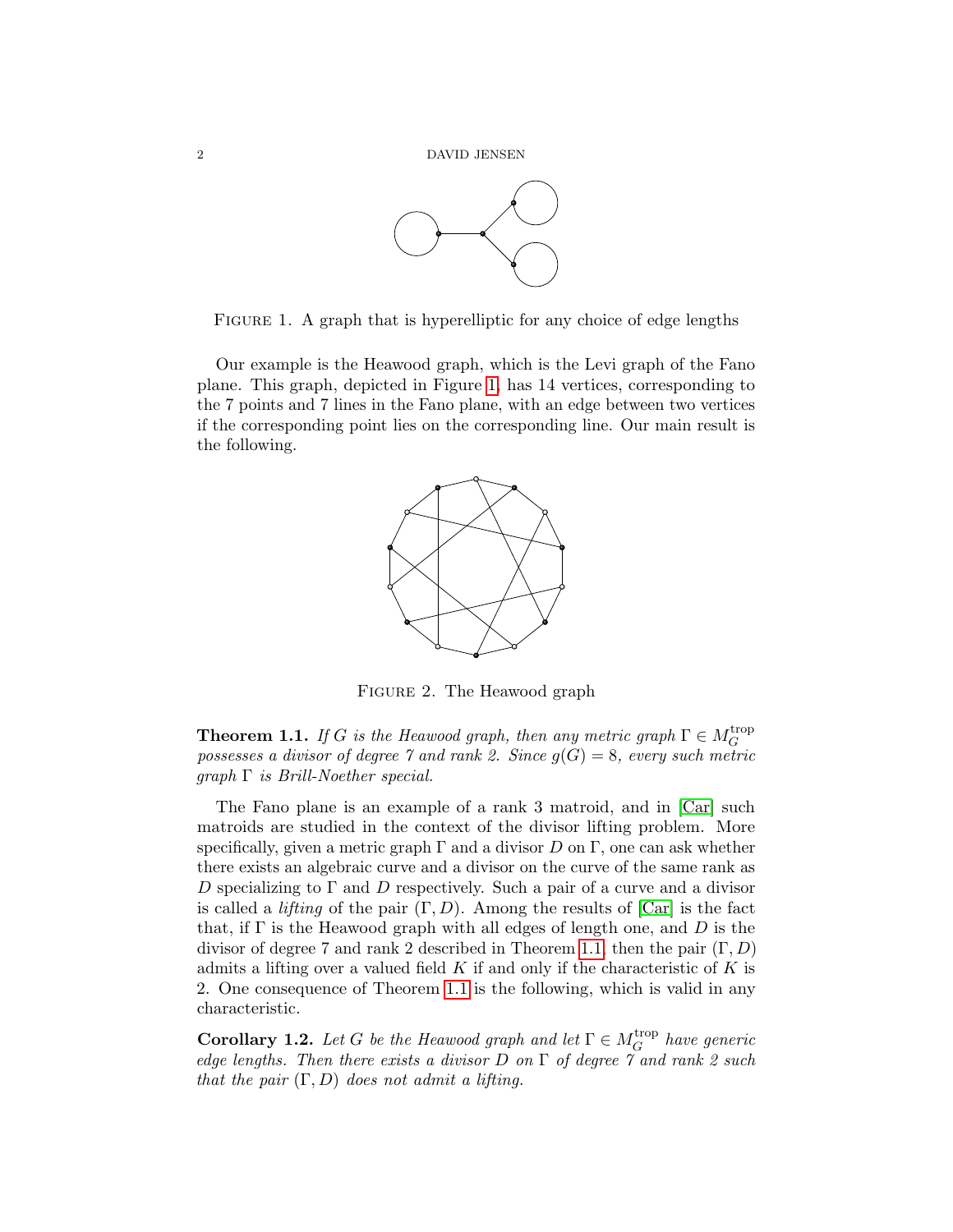FIGURE 1. A graph that is hyperelliptic for any choice of edge lengths

Our example is the Heawood graph, which is the Levi graph of the Fano plane. This graph, depicted in Figure 1, has 14 vertices, corresponding to the 7 points and 7 lines in the Fano plane, with an edge between two vertices if the corresponding point lies on the corresponding line. Our main result is the following.

FIGURE 2. The Heawood graph

**Theorem 1.1.** *If $G$ is the Heawood graph, then any metric graph $\Gamma \in M_G^{\mathrm{trop}}$ possesses a divisor of degree 7 and rank 2. Since $g(G) = 8$, every such metric graph $\Gamma$ is Brill-Noether special.*

The Fano plane is an example of a rank 3 matroid, and in [Car] such matroids are studied in the context of the divisor lifting problem. More specifically, given a metric graph $\Gamma$ and a divisor $D$ on $\Gamma$, one can ask whether there exists an algebraic curve and a divisor on the curve of the same rank as $D$ specializing to $\Gamma$ and $D$ respectively. Such a pair of a curve and a divisor is called a *lifting* of the pair $(\Gamma, D)$. Among the results of [Car] is the fact that, if $\Gamma$ is the Heawood graph with all edges of length one, and $D$ is the divisor of degree 7 and rank 2 described in Theorem 1.1, then the pair $(\Gamma, D)$ admits a lifting over a valued field $K$ if and only if the characteristic of $K$ is 2. One consequence of Theorem 1.1 is the following, which is valid in any characteristic.

**Corollary 1.2.** *Let $G$ be the Heawood graph and let $\Gamma \in M_G^{\mathrm{trop}}$ have generic edge lengths. Then there exists a divisor $D$ on $\Gamma$ of degree 7 and rank 2 such that the pair $(\Gamma, D)$ does not admit a lifting.*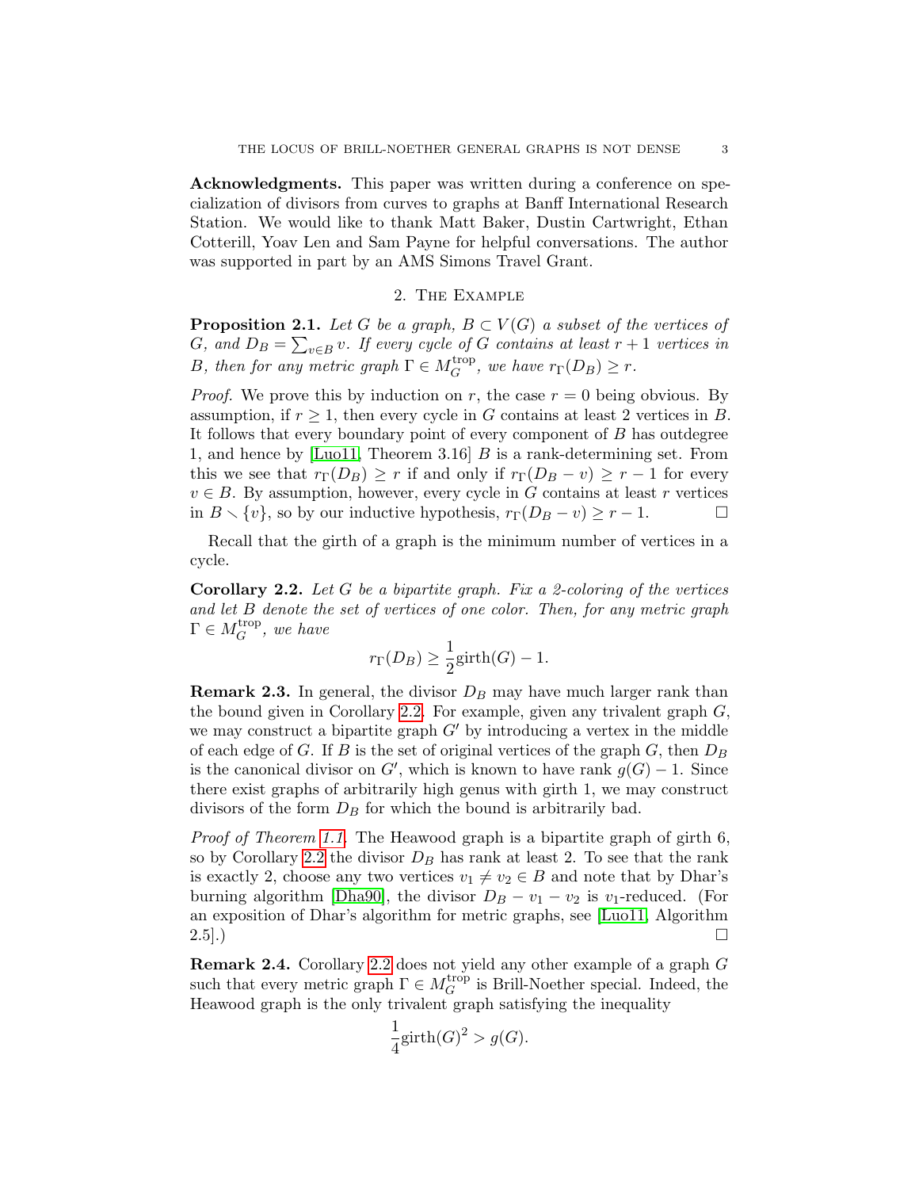**Acknowledgments.** This paper was written during a conference on specialization of divisors from curves to graphs at Banff International Research Station. We would like to thank Matt Baker, Dustin Cartwright, Ethan Cotterill, Yoav Len and Sam Payne for helpful conversations. The author was supported in part by an AMS Simons Travel Grant.

## 2. The Example

**Proposition 2.1.** *Let $G$ be a graph, $B \subset V(G)$ a subset of the vertices of $G$, and $D_B = \sum_{v \in B} v$. If every cycle of $G$ contains at least $r+1$ vertices in $B$, then for any metric graph $\Gamma \in M_G^{\mathrm{trop}}$, we have $r_\Gamma(D_B) \geq r$.*

*Proof.* We prove this by induction on $r$, the case $r = 0$ being obvious. By assumption, if $r \geq 1$, then every cycle in $G$ contains at least 2 vertices in $B$. It follows that every boundary point of every component of $B$ has outdegree 1, and hence by [Luo11, Theorem 3.16] $B$ is a rank-determining set. From this we see that $r_\Gamma(D_B) \geq r$ if and only if $r_\Gamma(D_B - v) \geq r - 1$ for every $v \in B$. By assumption, however, every cycle in $G$ contains at least $r$ vertices in $B \smallsetminus \{v\}$, so by our inductive hypothesis, $r_\Gamma(D_B - v) \geq r - 1$. □

Recall that the girth of a graph is the minimum number of vertices in a cycle.

**Corollary 2.2.** *Let $G$ be a bipartite graph. Fix a 2-coloring of the vertices and let $B$ denote the set of vertices of one color. Then, for any metric graph $\Gamma \in M_G^{\mathrm{trop}}$, we have*

$$r_\Gamma(D_B) \geq \frac{1}{2}\mathrm{girth}(G) - 1.$$

**Remark 2.3.** In general, the divisor $D_B$ may have much larger rank than the bound given in Corollary 2.2. For example, given any trivalent graph $G$, we may construct a bipartite graph $G'$ by introducing a vertex in the middle of each edge of $G$. If $B$ is the set of original vertices of the graph $G$, then $D_B$ is the canonical divisor on $G'$, which is known to have rank $g(G) - 1$. Since there exist graphs of arbitrarily high genus with girth 1, we may construct divisors of the form $D_B$ for which the bound is arbitrarily bad.

*Proof of Theorem 1.1.* The Heawood graph is a bipartite graph of girth 6, so by Corollary 2.2 the divisor $D_B$ has rank at least 2. To see that the rank is exactly 2, choose any two vertices $v_1 \neq v_2 \in B$ and note that by Dhar's burning algorithm [Dha90], the divisor $D_B - v_1 - v_2$ is $v_1$-reduced. (For an exposition of Dhar's algorithm for metric graphs, see [Luo11, Algorithm 2.5].) □

**Remark 2.4.** Corollary 2.2 does not yield any other example of a graph $G$ such that every metric graph $\Gamma \in M_G^{\mathrm{trop}}$ is Brill-Noether special. Indeed, the Heawood graph is the only trivalent graph satisfying the inequality

$$\frac{1}{4}\mathrm{girth}(G)^2 > g(G).$$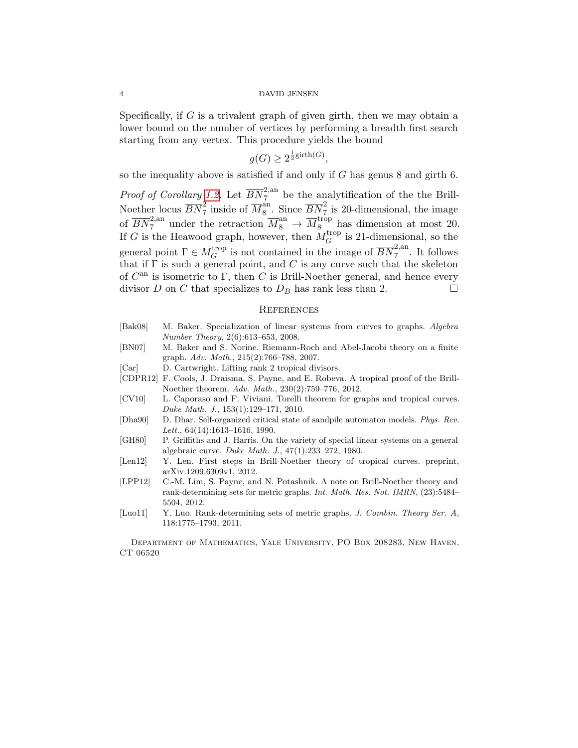Specifically, if $G$ is a trivalent graph of given girth, then we may obtain a lower bound on the number of vertices by performing a breadth first search starting from any vertex. This procedure yields the bound

$$g(G) \geq 2^{\frac{1}{2}\mathrm{girth}(G)},$$

so the inequality above is satisfied if and only if $G$ has genus 8 and girth 6.

*Proof of Corollary 1.2.* Let $\overline{BN}_7^{2,\mathrm{an}}$ be the analytification of the the Brill-Noether locus $\overline{BN}_7^2$ inside of $\overline{M}_8^{\mathrm{an}}$. Since $\overline{BN}_7^2$ is 20-dimensional, the image of $\overline{BN}_7^{2,\mathrm{an}}$ under the retraction $\overline{M}_8^{\mathrm{an}} \to \overline{M}_8^{\mathrm{trop}}$ has dimension at most 20. If $G$ is the Heawood graph, however, then $M_G^{\mathrm{trop}}$ is 21-dimensional, so the general point $\Gamma \in M_G^{\mathrm{trop}}$ is not contained in the image of $\overline{BN}_7^{2,\mathrm{an}}$. It follows that if $\Gamma$ is such a general point, and $C$ is any curve such that the skeleton of $C^{\mathrm{an}}$ is isometric to $\Gamma$, then $C$ is Brill-Noether general, and hence every divisor $D$ on $C$ that specializes to $D_B$ has rank less than 2. □

## References

[Bak08] M. Baker. Specialization of linear systems from curves to graphs. *Algebra Number Theory*, 2(6):613–653, 2008.

[BN07] M. Baker and S. Norine. Riemann-Roch and Abel-Jacobi theory on a finite graph. *Adv. Math.*, 215(2):766–788, 2007.

[Car] D. Cartwright. Lifting rank 2 tropical divisors.

[CDPR12] F. Cools, J. Draisma, S. Payne, and E. Robeva. A tropical proof of the Brill-Noether theorem. *Adv. Math.*, 230(2):759–776, 2012.

[CV10] L. Caporaso and F. Viviani. Torelli theorem for graphs and tropical curves. *Duke Math. J.*, 153(1):129–171, 2010.

[Dha90] D. Dhar. Self-organized critical state of sandpile automaton models. *Phys. Rev. Lett.*, 64(14):1613–1616, 1990.

[GH80] P. Griffiths and J. Harris. On the variety of special linear systems on a general algebraic curve. *Duke Math. J.*, 47(1):233–272, 1980.

[Len12] Y. Len. First steps in Brill-Noether theory of tropical curves. preprint, arXiv:1209.6309v1, 2012.

[LPP12] C.-M. Lim, S. Payne, and N. Potashnik. A note on Brill-Noether theory and rank-determining sets for metric graphs. *Int. Math. Res. Not. IMRN*, (23):5484–5504, 2012.

[Luo11] Y. Luo. Rank-determining sets of metric graphs. *J. Combin. Theory Ser. A*, 118:1775–1793, 2011.

Department of Mathematics, Yale University, PO Box 208283, New Haven, CT 06520